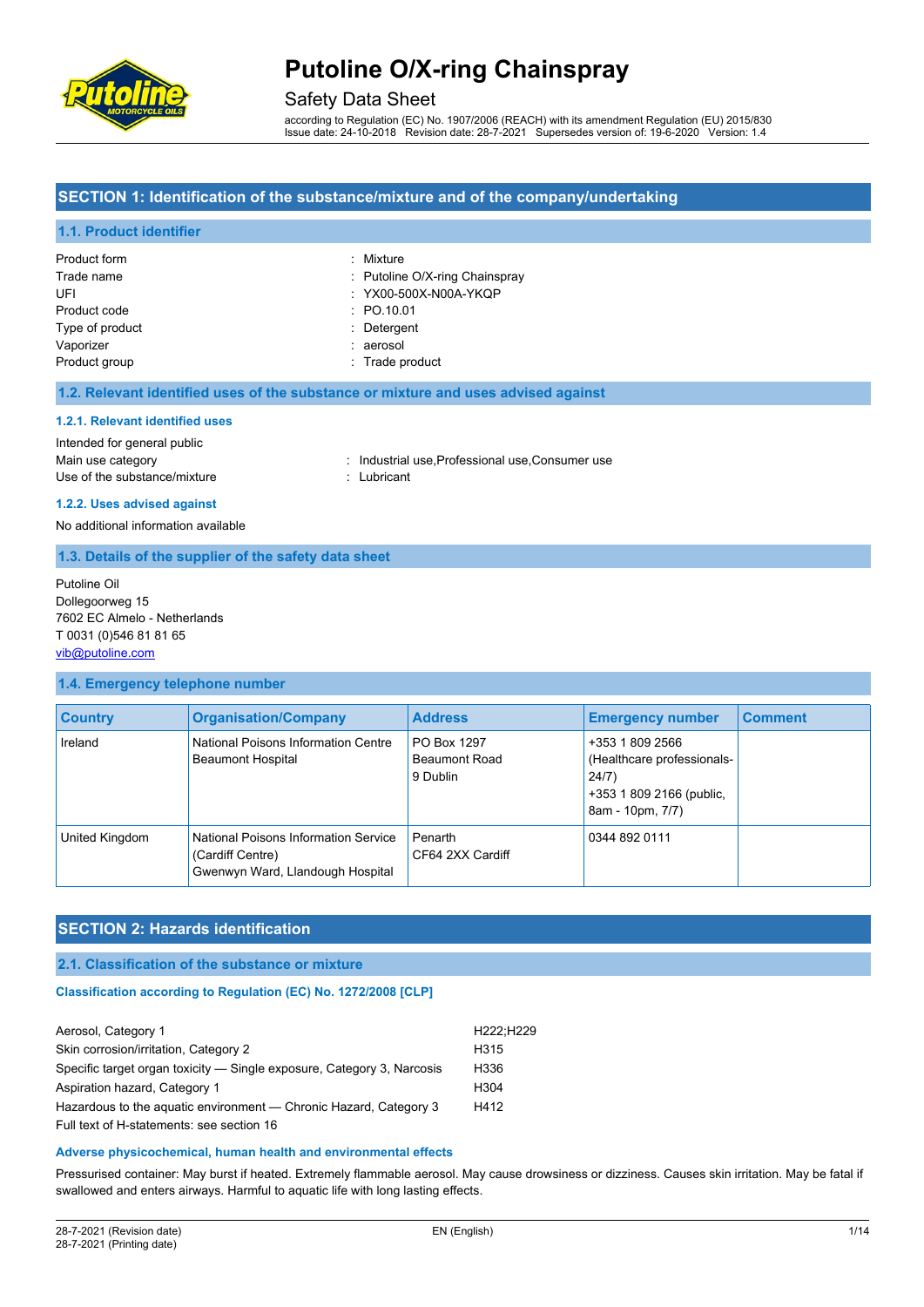# Putoline O/X-ring Chainspray

## Safety Data Sheet

according to Regulation (EC) No. 1907/2006 (REACH) with its amendment Regulation (EU) 2015/830
Issue date: 24-10-2018 Revision date: 28-7-2021 Supersedes version of: 19-6-2020 Version: 1.4

## SECTION 1: Identification of the substance/mixture and of the company/undertaking

### 1.1. Product identifier

| | |
|---|---|
| Product form | : Mixture |
| Trade name | : Putoline O/X-ring Chainspray |
| UFI | : YX00-500X-N00A-YKQP |
| Product code | : PO.10.01 |
| Type of product | : Detergent |
| Vaporizer | : aerosol |
| Product group | : Trade product |

### 1.2. Relevant identified uses of the substance or mixture and uses advised against

#### 1.2.1. Relevant identified uses

Intended for general public

| | |
|---|---|
| Main use category | : Industrial use,Professional use,Consumer use |
| Use of the substance/mixture | : Lubricant |

#### 1.2.2. Uses advised against

No additional information available

### 1.3. Details of the supplier of the safety data sheet

Putoline Oil
Dollegoorweg 15
7602 EC Almelo - Netherlands
T 0031 (0)546 81 81 65
vib@putoline.com

### 1.4. Emergency telephone number

| Country | Organisation/Company | Address | Emergency number | Comment |
|---|---|---|---|---|
| Ireland | National Poisons Information Centre Beaumont Hospital | PO Box 1297 Beaumont Road 9 Dublin | +353 1 809 2566 (Healthcare professionals-24/7) +353 1 809 2166 (public, 8am - 10pm, 7/7) | |
| United Kingdom | National Poisons Information Service (Cardiff Centre) Gwenwyn Ward, Llandough Hospital | Penarth CF64 2XX Cardiff | 0344 892 0111 | |

## SECTION 2: Hazards identification

### 2.1. Classification of the substance or mixture

#### Classification according to Regulation (EC) No. 1272/2008 [CLP]

| | |
|---|---|
| Aerosol, Category 1 | H222;H229 |
| Skin corrosion/irritation, Category 2 | H315 |
| Specific target organ toxicity — Single exposure, Category 3, Narcosis | H336 |
| Aspiration hazard, Category 1 | H304 |
| Hazardous to the aquatic environment — Chronic Hazard, Category 3 | H412 |

Full text of H-statements: see section 16

#### Adverse physicochemical, human health and environmental effects

Pressurised container: May burst if heated. Extremely flammable aerosol. May cause drowsiness or dizziness. Causes skin irritation. May be fatal if swallowed and enters airways. Harmful to aquatic life with long lasting effects.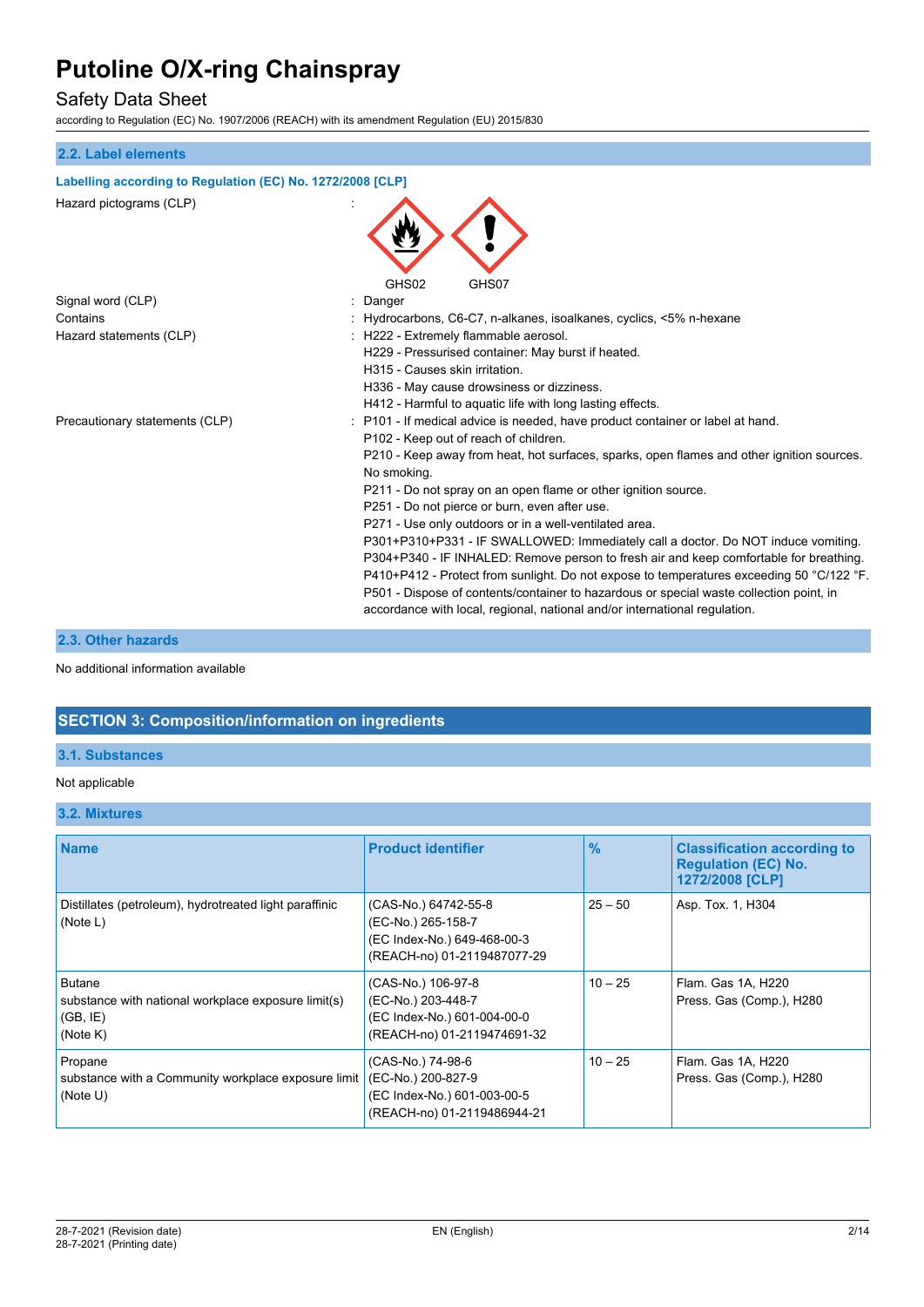## 2.2. Label elements

### Labelling according to Regulation (EC) No. 1272/2008 [CLP]

Hazard pictograms (CLP) :

GHS02 GHS07

Signal word (CLP) : Danger

Contains : Hydrocarbons, C6-C7, n-alkanes, isoalkanes, cyclics, <5% n-hexane

Hazard statements (CLP) :
- H222 - Extremely flammable aerosol.
- H229 - Pressurised container: May burst if heated.
- H315 - Causes skin irritation.
- H336 - May cause drowsiness or dizziness.
- H412 - Harmful to aquatic life with long lasting effects.

Precautionary statements (CLP) :
- P101 - If medical advice is needed, have product container or label at hand.
- P102 - Keep out of reach of children.
- P210 - Keep away from heat, hot surfaces, sparks, open flames and other ignition sources. No smoking.
- P211 - Do not spray on an open flame or other ignition source.
- P251 - Do not pierce or burn, even after use.
- P271 - Use only outdoors or in a well-ventilated area.
- P301+P310+P331 - IF SWALLOWED: Immediately call a doctor. Do NOT induce vomiting.
- P304+P340 - IF INHALED: Remove person to fresh air and keep comfortable for breathing.
- P410+P412 - Protect from sunlight. Do not expose to temperatures exceeding 50 °C/122 °F.
- P501 - Dispose of contents/container to hazardous or special waste collection point, in accordance with local, regional, national and/or international regulation.

## 2.3. Other hazards

No additional information available

# SECTION 3: Composition/information on ingredients

## 3.1. Substances

Not applicable

## 3.2. Mixtures

| Name | Product identifier | % | Classification according to Regulation (EC) No. 1272/2008 [CLP] |
|---|---|---|---|
| Distillates (petroleum), hydrotreated light paraffinic (Note L) | (CAS-No.) 64742-55-8<br>(EC-No.) 265-158-7<br>(EC Index-No.) 649-468-00-3<br>(REACH-no) 01-2119487077-29 | 25 – 50 | Asp. Tox. 1, H304 |
| Butane<br>substance with national workplace exposure limit(s) (GB, IE)<br>(Note K) | (CAS-No.) 106-97-8<br>(EC-No.) 203-448-7<br>(EC Index-No.) 601-004-00-0<br>(REACH-no) 01-2119474691-32 | 10 – 25 | Flam. Gas 1A, H220<br>Press. Gas (Comp.), H280 |
| Propane<br>substance with a Community workplace exposure limit<br>(Note U) | (CAS-No.) 74-98-6<br>(EC-No.) 200-827-9<br>(EC Index-No.) 601-003-00-5<br>(REACH-no) 01-2119486944-21 | 10 – 25 | Flam. Gas 1A, H220<br>Press. Gas (Comp.), H280 |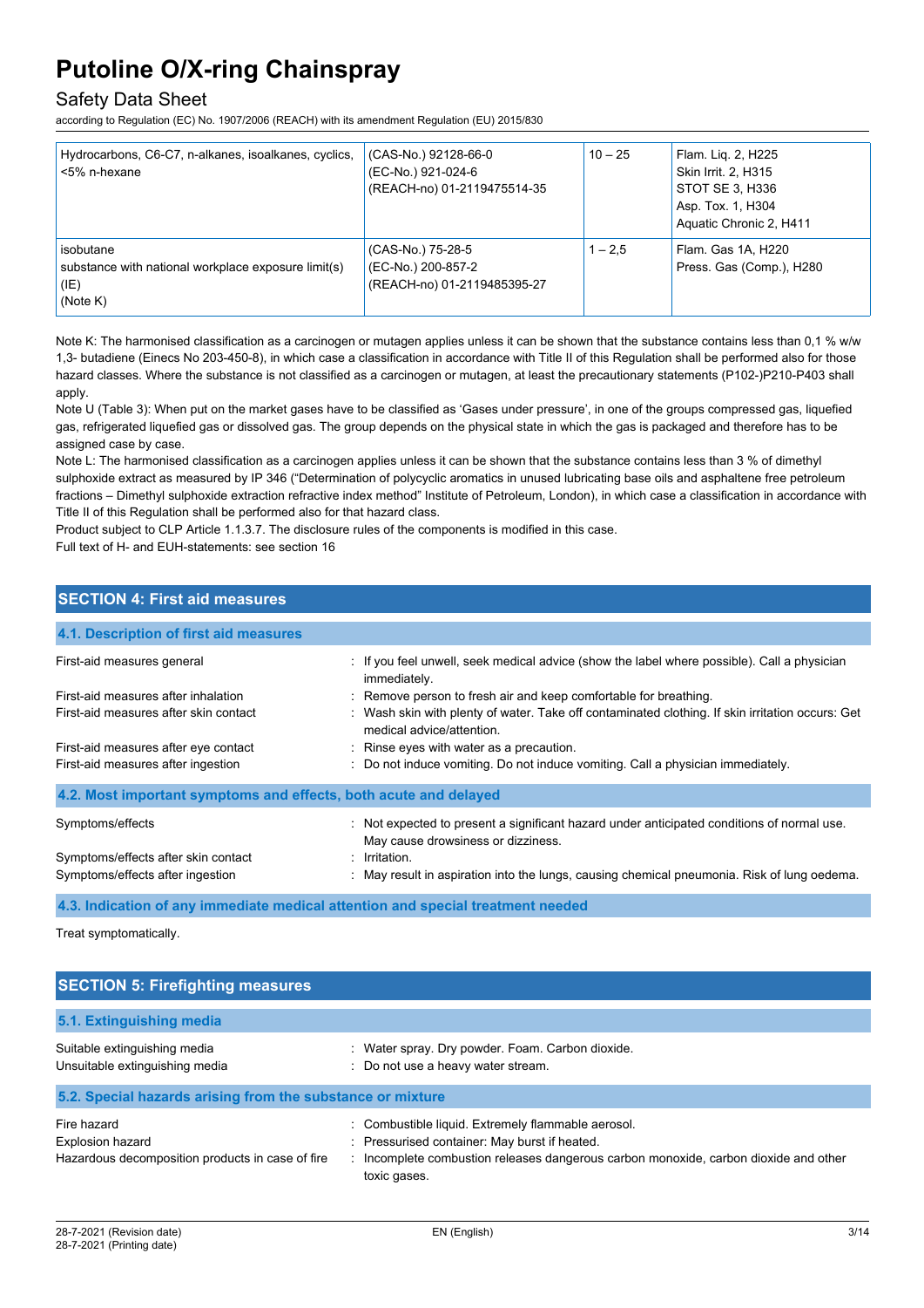| Hydrocarbons, C6-C7, n-alkanes, isoalkanes, cyclics, <5% n-hexane | (CAS-No.) 92128-66-0<br>(EC-No.) 921-024-6<br>(REACH-no) 01-2119475514-35 | 10 – 25 | Flam. Liq. 2, H225<br>Skin Irrit. 2, H315<br>STOT SE 3, H336<br>Asp. Tox. 1, H304<br>Aquatic Chronic 2, H411 |
|---|---|---|---|
| isobutane<br>substance with national workplace exposure limit(s) (IE)<br>(Note K) | (CAS-No.) 75-28-5<br>(EC-No.) 200-857-2<br>(REACH-no) 01-2119485395-27 | 1 – 2,5 | Flam. Gas 1A, H220<br>Press. Gas (Comp.), H280 |

Note K: The harmonised classification as a carcinogen or mutagen applies unless it can be shown that the substance contains less than 0,1 % w/w 1,3- butadiene (Einecs No 203-450-8), in which case a classification in accordance with Title II of this Regulation shall be performed also for those hazard classes. Where the substance is not classified as a carcinogen or mutagen, at least the precautionary statements (P102-)P210-P403 shall apply.

Note U (Table 3): When put on the market gases have to be classified as 'Gases under pressure', in one of the groups compressed gas, liquefied gas, refrigerated liquefied gas or dissolved gas. The group depends on the physical state in which the gas is packaged and therefore has to be assigned case by case.

Note L: The harmonised classification as a carcinogen applies unless it can be shown that the substance contains less than 3 % of dimethyl sulphoxide extract as measured by IP 346 ("Determination of polycyclic aromatics in unused lubricating base oils and asphaltene free petroleum fractions – Dimethyl sulphoxide extraction refractive index method" Institute of Petroleum, London), in which case a classification in accordance with Title II of this Regulation shall be performed also for that hazard class.

Product subject to CLP Article 1.1.3.7. The disclosure rules of the components is modified in this case.

Full text of H- and EUH-statements: see section 16

## SECTION 4: First aid measures

### 4.1. Description of first aid measures

First-aid measures general : If you feel unwell, seek medical advice (show the label where possible). Call a physician immediately.

First-aid measures after inhalation : Remove person to fresh air and keep comfortable for breathing.

First-aid measures after skin contact : Wash skin with plenty of water. Take off contaminated clothing. If skin irritation occurs: Get medical advice/attention.

First-aid measures after eye contact : Rinse eyes with water as a precaution.

First-aid measures after ingestion : Do not induce vomiting. Do not induce vomiting. Call a physician immediately.

### 4.2. Most important symptoms and effects, both acute and delayed

Symptoms/effects : Not expected to present a significant hazard under anticipated conditions of normal use. May cause drowsiness or dizziness.

Symptoms/effects after skin contact : Irritation.

Symptoms/effects after ingestion : May result in aspiration into the lungs, causing chemical pneumonia. Risk of lung oedema.

### 4.3. Indication of any immediate medical attention and special treatment needed

Treat symptomatically.

## SECTION 5: Firefighting measures

### 5.1. Extinguishing media

Suitable extinguishing media : Water spray. Dry powder. Foam. Carbon dioxide.

Unsuitable extinguishing media : Do not use a heavy water stream.

### 5.2. Special hazards arising from the substance or mixture

Fire hazard : Combustible liquid. Extremely flammable aerosol.

Explosion hazard : Pressurised container: May burst if heated.

Hazardous decomposition products in case of fire : Incomplete combustion releases dangerous carbon monoxide, carbon dioxide and other toxic gases.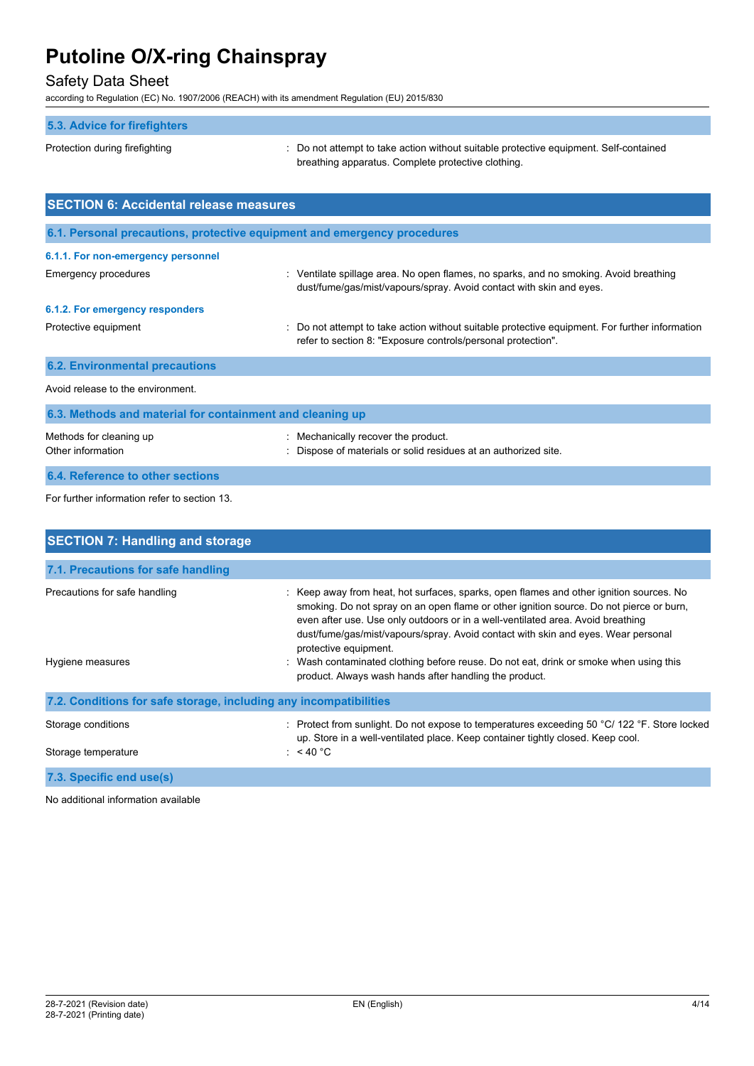### 5.3. Advice for firefighters

Protection during firefighting : Do not attempt to take action without suitable protective equipment. Self-contained breathing apparatus. Complete protective clothing.

## SECTION 6: Accidental release measures

### 6.1. Personal precautions, protective equipment and emergency procedures

#### 6.1.1. For non-emergency personnel

Emergency procedures : Ventilate spillage area. No open flames, no sparks, and no smoking. Avoid breathing dust/fume/gas/mist/vapours/spray. Avoid contact with skin and eyes.

#### 6.1.2. For emergency responders

Protective equipment : Do not attempt to take action without suitable protective equipment. For further information refer to section 8: "Exposure controls/personal protection".

### 6.2. Environmental precautions

Avoid release to the environment.

### 6.3. Methods and material for containment and cleaning up

Methods for cleaning up : Mechanically recover the product.

Other information : Dispose of materials or solid residues at an authorized site.

### 6.4. Reference to other sections

For further information refer to section 13.

## SECTION 7: Handling and storage

### 7.1. Precautions for safe handling

Precautions for safe handling : Keep away from heat, hot surfaces, sparks, open flames and other ignition sources. No smoking. Do not spray on an open flame or other ignition source. Do not pierce or burn, even after use. Use only outdoors or in a well-ventilated area. Avoid breathing dust/fume/gas/mist/vapours/spray. Avoid contact with skin and eyes. Wear personal protective equipment.

Hygiene measures : Wash contaminated clothing before reuse. Do not eat, drink or smoke when using this product. Always wash hands after handling the product.

### 7.2. Conditions for safe storage, including any incompatibilities

Storage conditions : Protect from sunlight. Do not expose to temperatures exceeding 50 °C/ 122 °F. Store locked up. Store in a well-ventilated place. Keep container tightly closed. Keep cool.

Storage temperature : < 40 °C

### 7.3. Specific end use(s)

No additional information available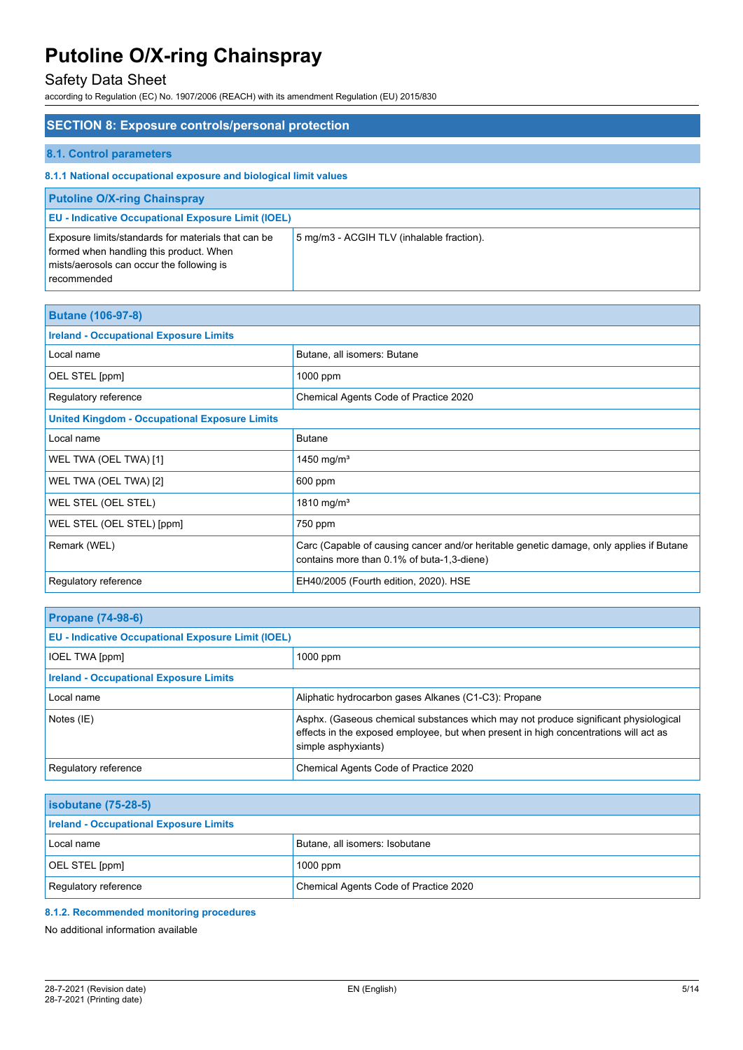## SECTION 8: Exposure controls/personal protection

### 8.1. Control parameters

#### 8.1.1 National occupational exposure and biological limit values

| Putoline O/X-ring Chainspray | |
|---|---|
| **EU - Indicative Occupational Exposure Limit (IOEL)** | |
| Exposure limits/standards for materials that can be formed when handling this product. When mists/aerosols can occur the following is recommended | 5 mg/m3 - ACGIH TLV (inhalable fraction). |

| Butane (106-97-8) | |
|---|---|
| **Ireland - Occupational Exposure Limits** | |
| Local name | Butane, all isomers: Butane |
| OEL STEL [ppm] | 1000 ppm |
| Regulatory reference | Chemical Agents Code of Practice 2020 |
| **United Kingdom - Occupational Exposure Limits** | |
| Local name | Butane |
| WEL TWA (OEL TWA) [1] | 1450 mg/m³ |
| WEL TWA (OEL TWA) [2] | 600 ppm |
| WEL STEL (OEL STEL) | 1810 mg/m³ |
| WEL STEL (OEL STEL) [ppm] | 750 ppm |
| Remark (WEL) | Carc (Capable of causing cancer and/or heritable genetic damage, only applies if Butane contains more than 0.1% of buta-1,3-diene) |
| Regulatory reference | EH40/2005 (Fourth edition, 2020). HSE |

| Propane (74-98-6) | |
|---|---|
| **EU - Indicative Occupational Exposure Limit (IOEL)** | |
| IOEL TWA [ppm] | 1000 ppm |
| **Ireland - Occupational Exposure Limits** | |
| Local name | Aliphatic hydrocarbon gases Alkanes (C1-C3): Propane |
| Notes (IE) | Asphx. (Gaseous chemical substances which may not produce significant physiological effects in the exposed employee, but when present in high concentrations will act as simple asphyxiants) |
| Regulatory reference | Chemical Agents Code of Practice 2020 |

| isobutane (75-28-5) | |
|---|---|
| **Ireland - Occupational Exposure Limits** | |
| Local name | Butane, all isomers: Isobutane |
| OEL STEL [ppm] | 1000 ppm |
| Regulatory reference | Chemical Agents Code of Practice 2020 |

#### 8.1.2. Recommended monitoring procedures

No additional information available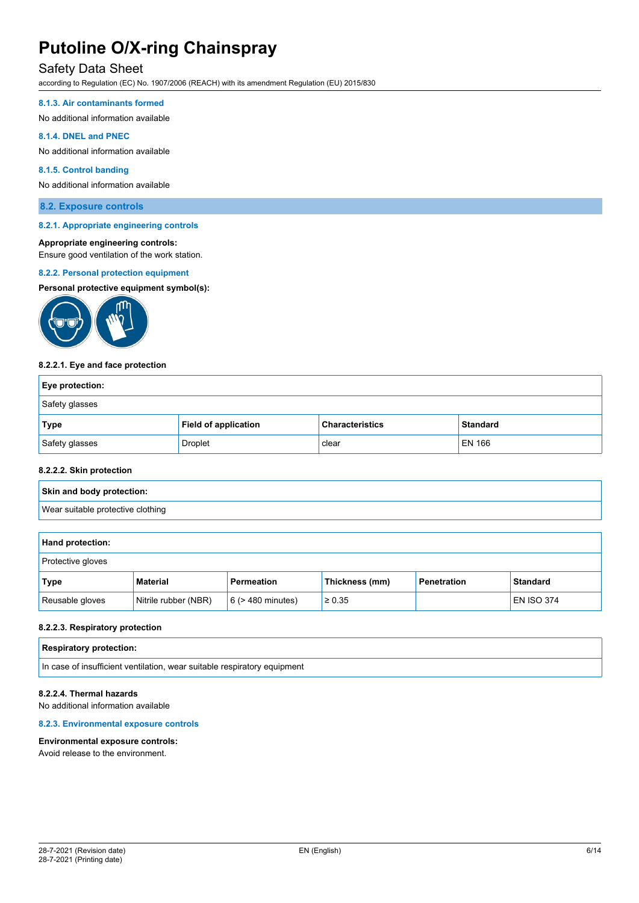#### 8.1.3. Air contaminants formed

No additional information available

#### 8.1.4. DNEL and PNEC

No additional information available

#### 8.1.5. Control banding

No additional information available

### 8.2. Exposure controls

#### 8.2.1. Appropriate engineering controls

**Appropriate engineering controls:**
Ensure good ventilation of the work station.

#### 8.2.2. Personal protection equipment

**Personal protective equipment symbol(s):**

**8.2.2.1. Eye and face protection**

| Eye protection: | | | |
|---|---|---|---|
| Safety glasses | | | |
| **Type** | **Field of application** | **Characteristics** | **Standard** |
| Safety glasses | Droplet | clear | EN 166 |

**8.2.2.2. Skin protection**

| Skin and body protection: |
|---|
| Wear suitable protective clothing |

| Hand protection: | | | | | |
|---|---|---|---|---|---|
| Protective gloves | | | | | |
| **Type** | **Material** | **Permeation** | **Thickness (mm)** | **Penetration** | **Standard** |
| Reusable gloves | Nitrile rubber (NBR) | 6 (> 480 minutes) | ≥ 0.35 | | EN ISO 374 |

**8.2.2.3. Respiratory protection**

| Respiratory protection: |
|---|
| In case of insufficient ventilation, wear suitable respiratory equipment |

**8.2.2.4. Thermal hazards**

No additional information available

#### 8.2.3. Environmental exposure controls

**Environmental exposure controls:**
Avoid release to the environment.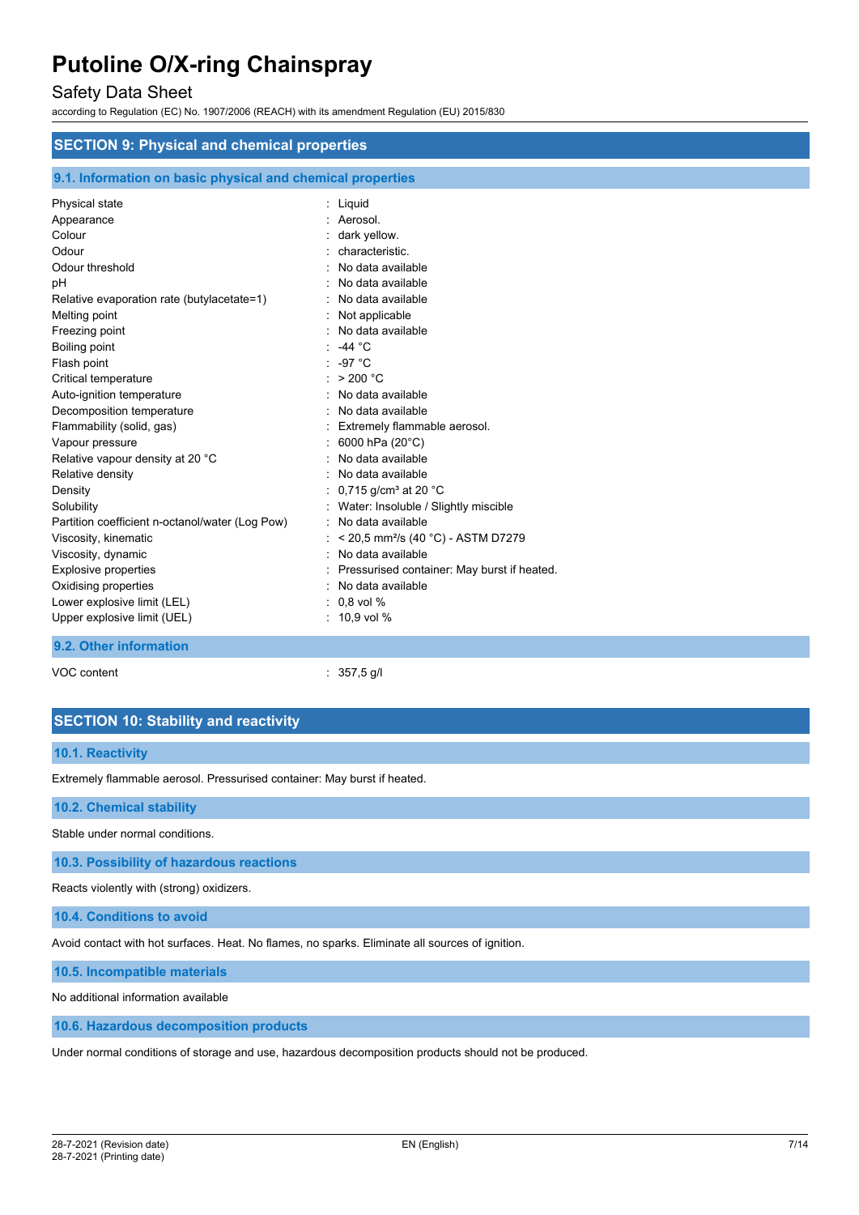## SECTION 9: Physical and chemical properties

### 9.1. Information on basic physical and chemical properties

| | |
|---|---|
| Physical state | : Liquid |
| Appearance | : Aerosol. |
| Colour | : dark yellow. |
| Odour | : characteristic. |
| Odour threshold | : No data available |
| pH | : No data available |
| Relative evaporation rate (butylacetate=1) | : No data available |
| Melting point | : Not applicable |
| Freezing point | : No data available |
| Boiling point | : -44 °C |
| Flash point | : -97 °C |
| Critical temperature | : > 200 °C |
| Auto-ignition temperature | : No data available |
| Decomposition temperature | : No data available |
| Flammability (solid, gas) | : Extremely flammable aerosol. |
| Vapour pressure | : 6000 hPa (20°C) |
| Relative vapour density at 20 °C | : No data available |
| Relative density | : No data available |
| Density | : 0,715 g/cm³ at 20 °C |
| Solubility | : Water: Insoluble / Slightly miscible |
| Partition coefficient n-octanol/water (Log Pow) | : No data available |
| Viscosity, kinematic | : < 20,5 mm²/s (40 °C) - ASTM D7279 |
| Viscosity, dynamic | : No data available |
| Explosive properties | : Pressurised container: May burst if heated. |
| Oxidising properties | : No data available |
| Lower explosive limit (LEL) | : 0,8 vol % |
| Upper explosive limit (UEL) | : 10,9 vol % |

### 9.2. Other information

| | |
|---|---|
| VOC content | : 357,5 g/l |

## SECTION 10: Stability and reactivity

### 10.1. Reactivity

Extremely flammable aerosol. Pressurised container: May burst if heated.

### 10.2. Chemical stability

Stable under normal conditions.

### 10.3. Possibility of hazardous reactions

Reacts violently with (strong) oxidizers.

### 10.4. Conditions to avoid

Avoid contact with hot surfaces. Heat. No flames, no sparks. Eliminate all sources of ignition.

### 10.5. Incompatible materials

No additional information available

### 10.6. Hazardous decomposition products

Under normal conditions of storage and use, hazardous decomposition products should not be produced.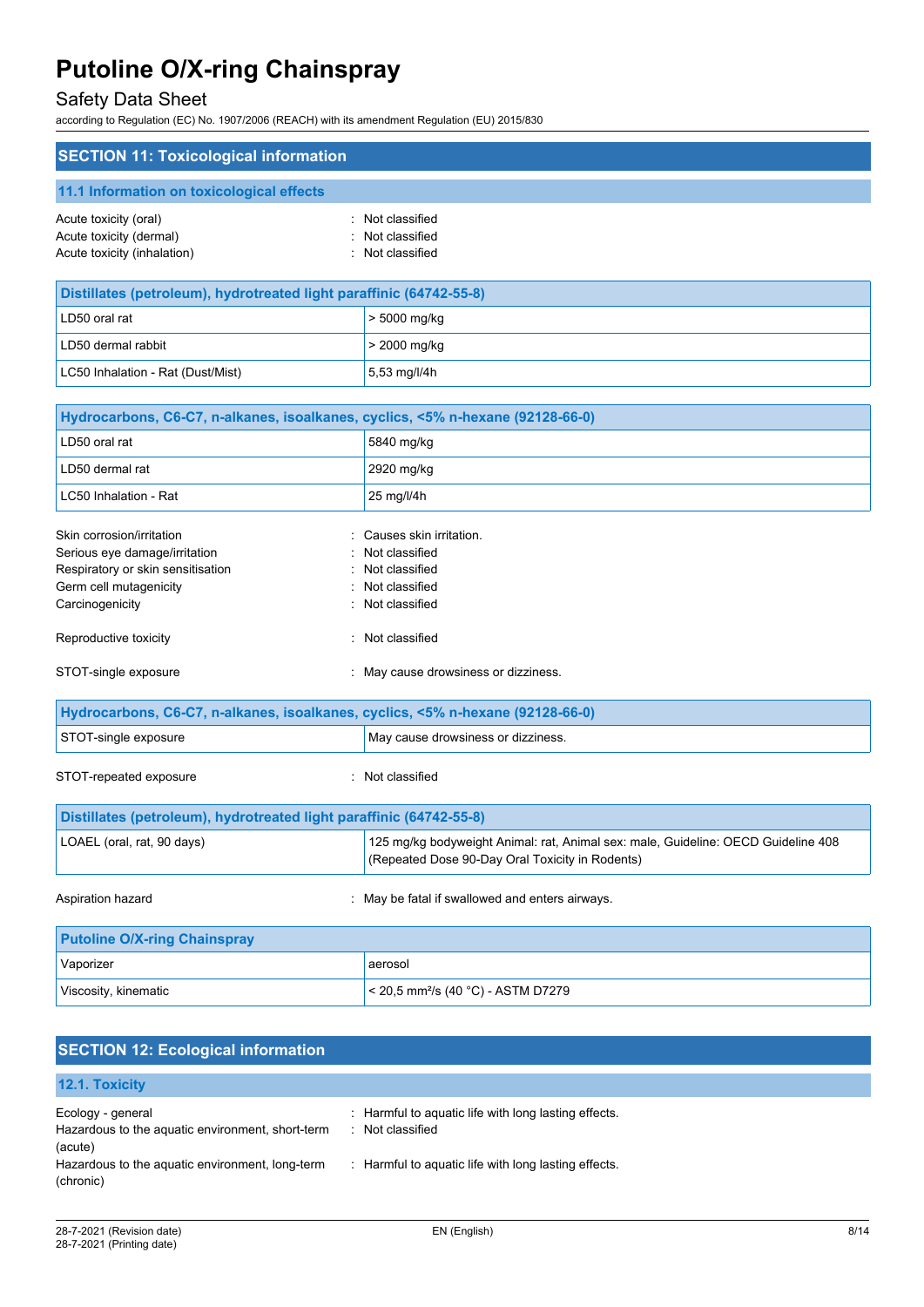## SECTION 11: Toxicological information

### 11.1 Information on toxicological effects

Acute toxicity (oral) : Not classified
Acute toxicity (dermal) : Not classified
Acute toxicity (inhalation) : Not classified

| Distillates (petroleum), hydrotreated light paraffinic (64742-55-8) | |
|---|---|
| LD50 oral rat | > 5000 mg/kg |
| LD50 dermal rabbit | > 2000 mg/kg |
| LC50 Inhalation - Rat (Dust/Mist) | 5,53 mg/l/4h |

| Hydrocarbons, C6-C7, n-alkanes, isoalkanes, cyclics, <5% n-hexane (92128-66-0) | |
|---|---|
| LD50 oral rat | 5840 mg/kg |
| LD50 dermal rat | 2920 mg/kg |
| LC50 Inhalation - Rat | 25 mg/l/4h |

Skin corrosion/irritation : Causes skin irritation.
Serious eye damage/irritation : Not classified
Respiratory or skin sensitisation : Not classified
Germ cell mutagenicity : Not classified
Carcinogenicity : Not classified

Reproductive toxicity : Not classified

STOT-single exposure : May cause drowsiness or dizziness.

| Hydrocarbons, C6-C7, n-alkanes, isoalkanes, cyclics, <5% n-hexane (92128-66-0) | |
|---|---|
| STOT-single exposure | May cause drowsiness or dizziness. |

STOT-repeated exposure : Not classified

| Distillates (petroleum), hydrotreated light paraffinic (64742-55-8) | |
|---|---|
| LOAEL (oral, rat, 90 days) | 125 mg/kg bodyweight Animal: rat, Animal sex: male, Guideline: OECD Guideline 408 (Repeated Dose 90-Day Oral Toxicity in Rodents) |

Aspiration hazard : May be fatal if swallowed and enters airways.

| Putoline O/X-ring Chainspray | |
|---|---|
| Vaporizer | aerosol |
| Viscosity, kinematic | < 20,5 $mm^2/s$ (40 °C) - ASTM D7279 |

## SECTION 12: Ecological information

### 12.1. Toxicity

Ecology - general : Harmful to aquatic life with long lasting effects.
Hazardous to the aquatic environment, short-term (acute) : Not classified
Hazardous to the aquatic environment, long-term (chronic) : Harmful to aquatic life with long lasting effects.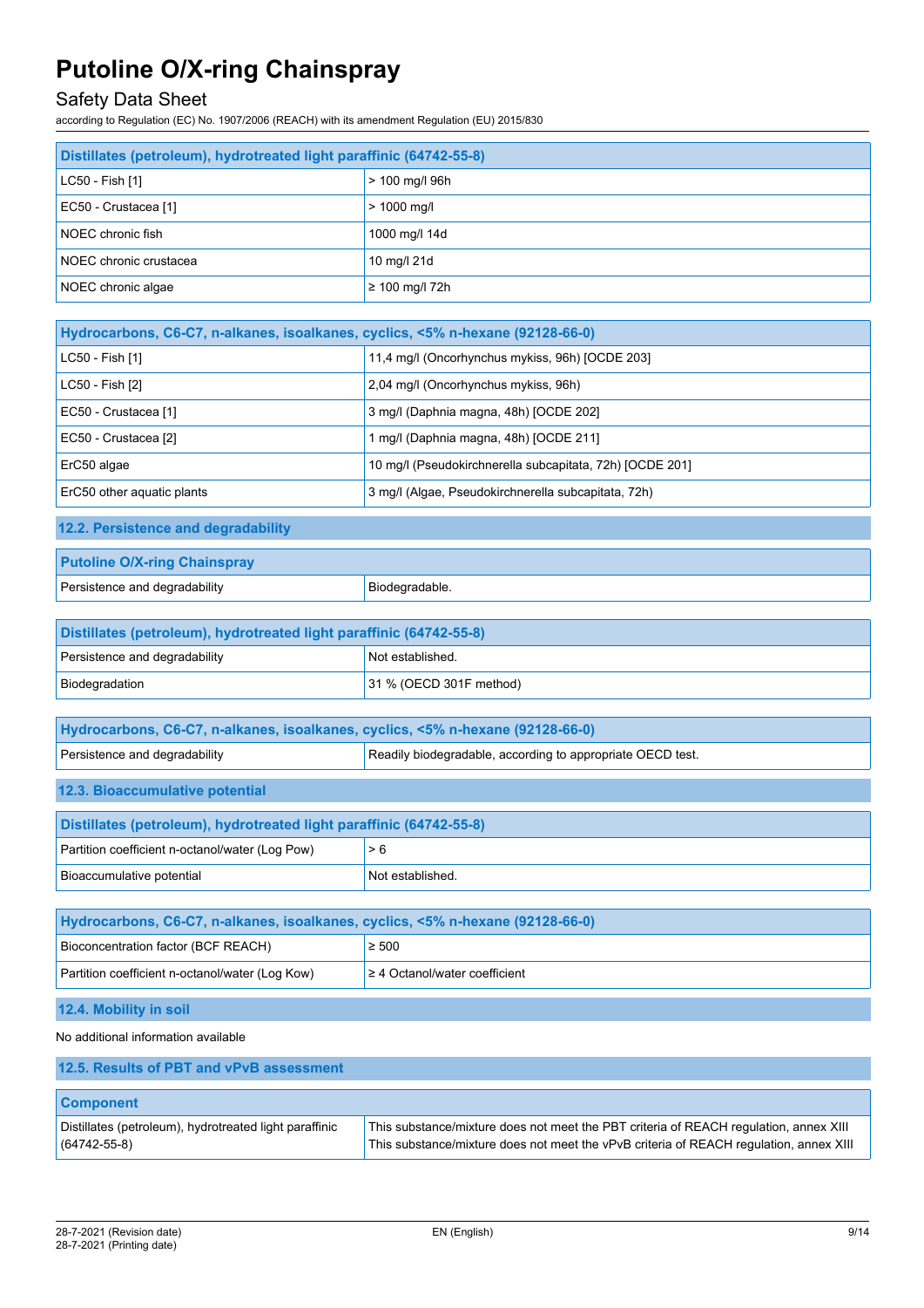| Distillates (petroleum), hydrotreated light paraffinic (64742-55-8) | |
|---|---|
| LC50 - Fish [1] | > 100 mg/l 96h |
| EC50 - Crustacea [1] | > 1000 mg/l |
| NOEC chronic fish | 1000 mg/l 14d |
| NOEC chronic crustacea | 10 mg/l 21d |
| NOEC chronic algae | ≥ 100 mg/l 72h |

| Hydrocarbons, C6-C7, n-alkanes, isoalkanes, cyclics, <5% n-hexane (92128-66-0) | |
|---|---|
| LC50 - Fish [1] | 11,4 mg/l (Oncorhynchus mykiss, 96h) [OCDE 203] |
| LC50 - Fish [2] | 2,04 mg/l (Oncorhynchus mykiss, 96h) |
| EC50 - Crustacea [1] | 3 mg/l (Daphnia magna, 48h) [OCDE 202] |
| EC50 - Crustacea [2] | 1 mg/l (Daphnia magna, 48h) [OCDE 211] |
| ErC50 algae | 10 mg/l (Pseudokirchnerella subcapitata, 72h) [OCDE 201] |
| ErC50 other aquatic plants | 3 mg/l (Algae, Pseudokirchnerella subcapitata, 72h) |

### 12.2. Persistence and degradability

| Putoline O/X-ring Chainspray | |
|---|---|
| Persistence and degradability | Biodegradable. |

| Distillates (petroleum), hydrotreated light paraffinic (64742-55-8) | |
|---|---|
| Persistence and degradability | Not established. |
| Biodegradation | 31 % (OECD 301F method) |

| Hydrocarbons, C6-C7, n-alkanes, isoalkanes, cyclics, <5% n-hexane (92128-66-0) | |
|---|---|
| Persistence and degradability | Readily biodegradable, according to appropriate OECD test. |

### 12.3. Bioaccumulative potential

| Distillates (petroleum), hydrotreated light paraffinic (64742-55-8) | |
|---|---|
| Partition coefficient n-octanol/water (Log Pow) | > 6 |
| Bioaccumulative potential | Not established. |

| Hydrocarbons, C6-C7, n-alkanes, isoalkanes, cyclics, <5% n-hexane (92128-66-0) | |
|---|---|
| Bioconcentration factor (BCF REACH) | ≥ 500 |
| Partition coefficient n-octanol/water (Log Kow) | ≥ 4 Octanol/water coefficient |

### 12.4. Mobility in soil

No additional information available

### 12.5. Results of PBT and vPvB assessment

| Component | |
|---|---|
| Distillates (petroleum), hydrotreated light paraffinic (64742-55-8) | This substance/mixture does not meet the PBT criteria of REACH regulation, annex XIII<br>This substance/mixture does not meet the vPvB criteria of REACH regulation, annex XIII |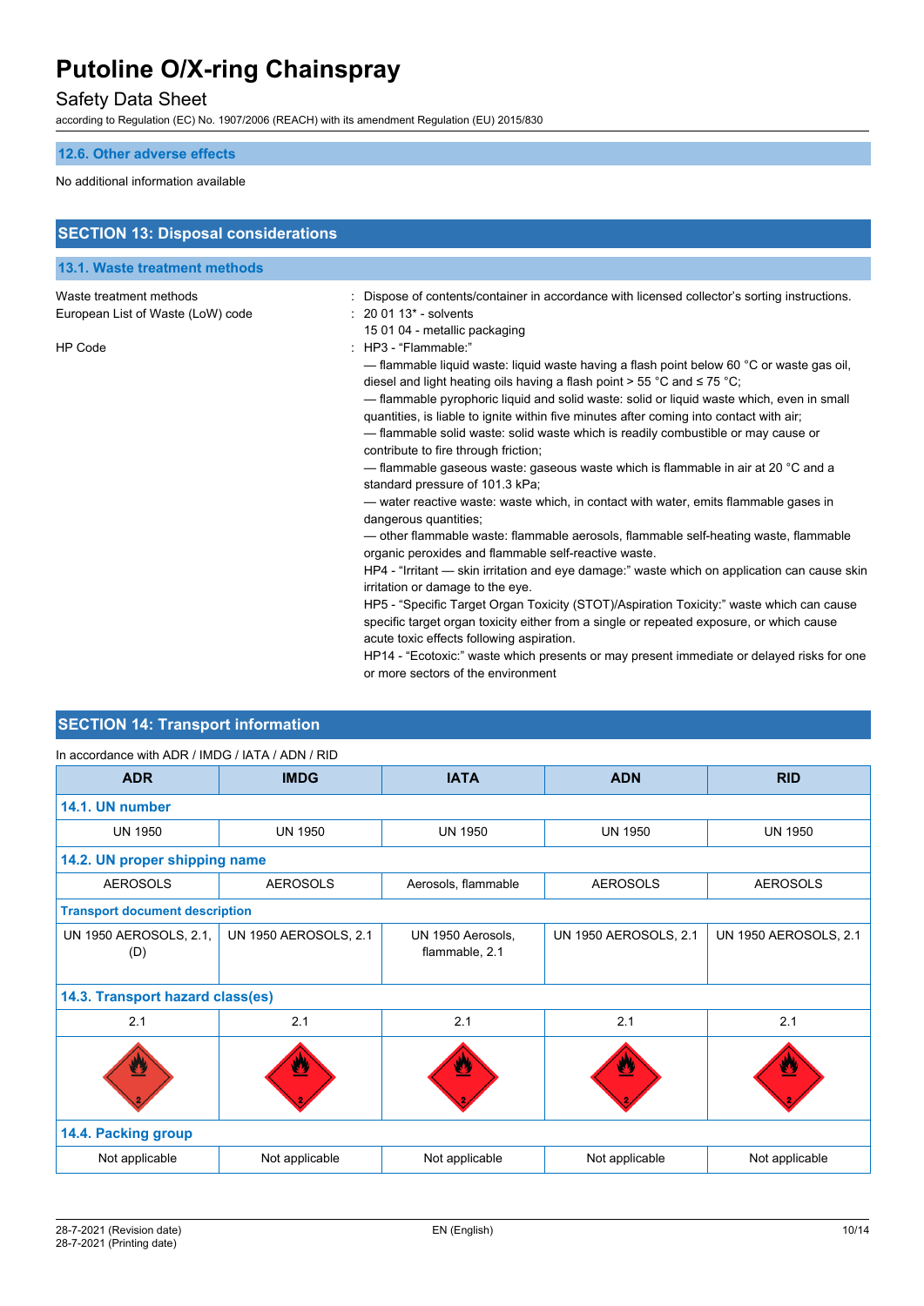### 12.6. Other adverse effects

No additional information available

## SECTION 13: Disposal considerations

### 13.1. Waste treatment methods

Waste treatment methods : Dispose of contents/container in accordance with licensed collector's sorting instructions.

European List of Waste (LoW) code : 20 01 13* - solvents
15 01 04 - metallic packaging

HP Code : HP3 - "Flammable:"
— flammable liquid waste: liquid waste having a flash point below 60 °C or waste gas oil, diesel and light heating oils having a flash point > 55 °C and ≤ 75 °C;
— flammable pyrophoric liquid and solid waste: solid or liquid waste which, even in small quantities, is liable to ignite within five minutes after coming into contact with air;
— flammable solid waste: solid waste which is readily combustible or may cause or contribute to fire through friction;
— flammable gaseous waste: gaseous waste which is flammable in air at 20 °C and a standard pressure of 101.3 kPa;
— water reactive waste: waste which, in contact with water, emits flammable gases in dangerous quantities;
— other flammable waste: flammable aerosols, flammable self-heating waste, flammable organic peroxides and flammable self-reactive waste.
HP4 - "Irritant — skin irritation and eye damage:" waste which on application can cause skin irritation or damage to the eye.
HP5 - "Specific Target Organ Toxicity (STOT)/Aspiration Toxicity:" waste which can cause specific target organ toxicity either from a single or repeated exposure, or which cause acute toxic effects following aspiration.
HP14 - "Ecotoxic:" waste which presents or may present immediate or delayed risks for one or more sectors of the environment

## SECTION 14: Transport information

In accordance with ADR / IMDG / IATA / ADN / RID

| ADR | IMDG | IATA | ADN | RID |
|---|---|---|---|---|
| **14.1. UN number** | | | | |
| UN 1950 | UN 1950 | UN 1950 | UN 1950 | UN 1950 |
| **14.2. UN proper shipping name** | | | | |
| AEROSOLS | AEROSOLS | Aerosols, flammable | AEROSOLS | AEROSOLS |
| **Transport document description** | | | | |
| UN 1950 AEROSOLS, 2.1, (D) | UN 1950 AEROSOLS, 2.1 | UN 1950 Aerosols, flammable, 2.1 | UN 1950 AEROSOLS, 2.1 | UN 1950 AEROSOLS, 2.1 |
| **14.3. Transport hazard class(es)** | | | | |
| 2.1 | 2.1 | 2.1 | 2.1 | 2.1 |
| **14.4. Packing group** | | | | |
| Not applicable | Not applicable | Not applicable | Not applicable | Not applicable |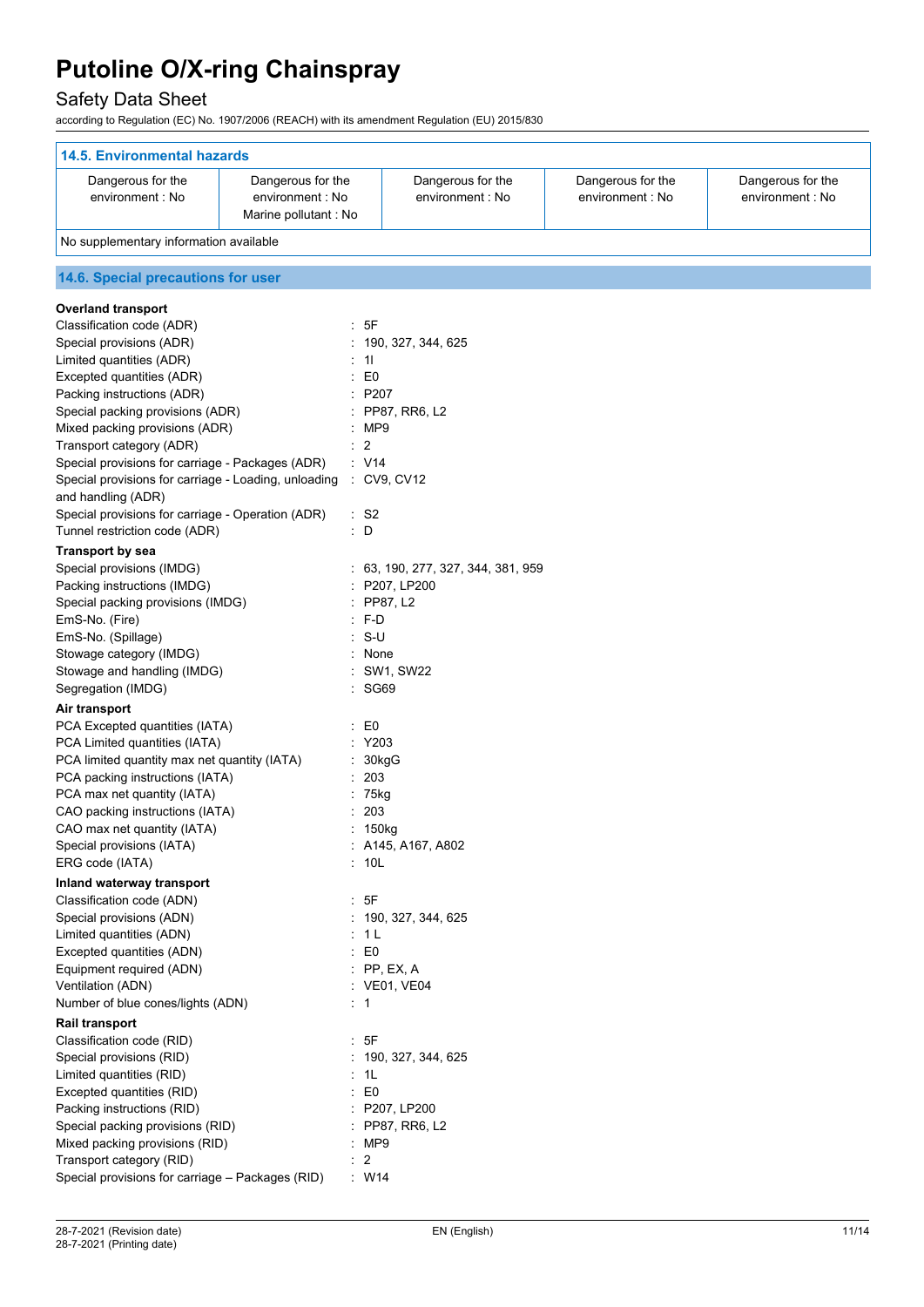## 14.5. Environmental hazards

| Dangerous for the environment : No | Dangerous for the environment : No<br>Marine pollutant : No | Dangerous for the environment : No | Dangerous for the environment : No | Dangerous for the environment : No |
|---|---|---|---|---|

No supplementary information available

## 14.6. Special precautions for user

**Overland transport**

| | |
|---|---|
| Classification code (ADR) | : 5F |
| Special provisions (ADR) | : 190, 327, 344, 625 |
| Limited quantities (ADR) | : 1l |
| Excepted quantities (ADR) | : E0 |
| Packing instructions (ADR) | : P207 |
| Special packing provisions (ADR) | : PP87, RR6, L2 |
| Mixed packing provisions (ADR) | : MP9 |
| Transport category (ADR) | : 2 |
| Special provisions for carriage - Packages (ADR) | : V14 |
| Special provisions for carriage - Loading, unloading and handling (ADR) | : CV9, CV12 |
| Special provisions for carriage - Operation (ADR) | : S2 |
| Tunnel restriction code (ADR) | : D |

**Transport by sea**

| | |
|---|---|
| Special provisions (IMDG) | : 63, 190, 277, 327, 344, 381, 959 |
| Packing instructions (IMDG) | : P207, LP200 |
| Special packing provisions (IMDG) | : PP87, L2 |
| EmS-No. (Fire) | : F-D |
| EmS-No. (Spillage) | : S-U |
| Stowage category (IMDG) | : None |
| Stowage and handling (IMDG) | : SW1, SW22 |
| Segregation (IMDG) | : SG69 |

**Air transport**

| | |
|---|---|
| PCA Excepted quantities (IATA) | : E0 |
| PCA Limited quantities (IATA) | : Y203 |
| PCA limited quantity max net quantity (IATA) | : 30kgG |
| PCA packing instructions (IATA) | : 203 |
| PCA max net quantity (IATA) | : 75kg |
| CAO packing instructions (IATA) | : 203 |
| CAO max net quantity (IATA) | : 150kg |
| Special provisions (IATA) | : A145, A167, A802 |
| ERG code (IATA) | : 10L |

**Inland waterway transport**

| | |
|---|---|
| Classification code (ADN) | : 5F |
| Special provisions (ADN) | : 190, 327, 344, 625 |
| Limited quantities (ADN) | : 1 L |
| Excepted quantities (ADN) | : E0 |
| Equipment required (ADN) | : PP, EX, A |
| Ventilation (ADN) | : VE01, VE04 |
| Number of blue cones/lights (ADN) | : 1 |

**Rail transport**

| | |
|---|---|
| Classification code (RID) | : 5F |
| Special provisions (RID) | : 190, 327, 344, 625 |
| Limited quantities (RID) | : 1L |
| Excepted quantities (RID) | : E0 |
| Packing instructions (RID) | : P207, LP200 |
| Special packing provisions (RID) | : PP87, RR6, L2 |
| Mixed packing provisions (RID) | : MP9 |
| Transport category (RID) | : 2 |
| Special provisions for carriage – Packages (RID) | : W14 |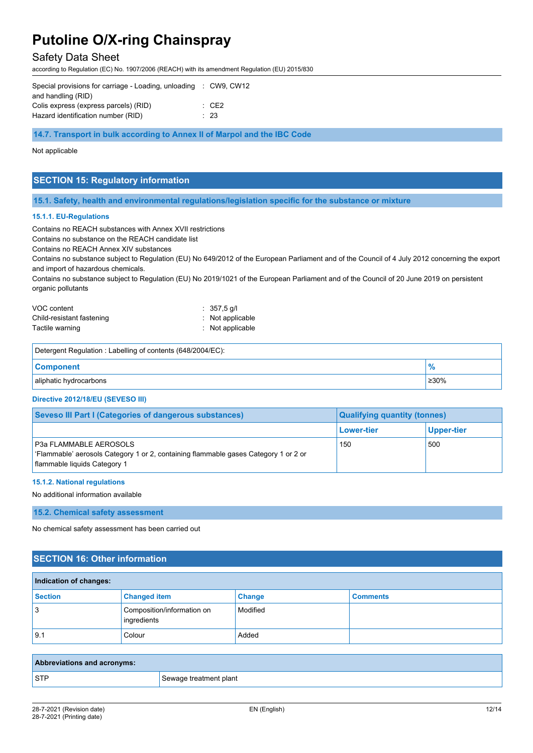| | |
|---|---|
| Special provisions for carriage - Loading, unloading and handling (RID) | : CW9, CW12 |
| Colis express (express parcels) (RID) | : CE2 |
| Hazard identification number (RID) | : 23 |

### 14.7. Transport in bulk according to Annex II of Marpol and the IBC Code

Not applicable

## SECTION 15: Regulatory information

### 15.1. Safety, health and environmental regulations/legislation specific for the substance or mixture

#### 15.1.1. EU-Regulations

Contains no REACH substances with Annex XVII restrictions
Contains no substance on the REACH candidate list
Contains no REACH Annex XIV substances
Contains no substance subject to Regulation (EU) No 649/2012 of the European Parliament and of the Council of 4 July 2012 concerning the export and import of hazardous chemicals.
Contains no substance subject to Regulation (EU) No 2019/1021 of the European Parliament and of the Council of 20 June 2019 on persistent organic pollutants

| | |
|---|---|
| VOC content | : 357,5 g/l |
| Child-resistant fastening | : Not applicable |
| Tactile warning | : Not applicable |

| Detergent Regulation : Labelling of contents (648/2004/EC): | |
|---|---|
| **Component** | **%** |
| aliphatic hydrocarbons | ≥30% |

#### Directive 2012/18/EU (SEVESO III)

| Seveso III Part I (Categories of dangerous substances) | Qualifying quantity (tonnes) | |
|---|---|---|
| | Lower-tier | Upper-tier |
| P3a FLAMMABLE AEROSOLS<br>'Flammable' aerosols Category 1 or 2, containing flammable gases Category 1 or 2 or flammable liquids Category 1 | 150 | 500 |

#### 15.1.2. National regulations

No additional information available

### 15.2. Chemical safety assessment

No chemical safety assessment has been carried out

## SECTION 16: Other information

| Indication of changes: | | | |
|---|---|---|---|
| **Section** | **Changed item** | **Change** | **Comments** |
| 3 | Composition/information on ingredients | Modified | |
| 9.1 | Colour | Added | |

| Abbreviations and acronyms: | |
|---|---|
| STP | Sewage treatment plant |

28-7-2021 (Revision date)
28-7-2021 (Printing date)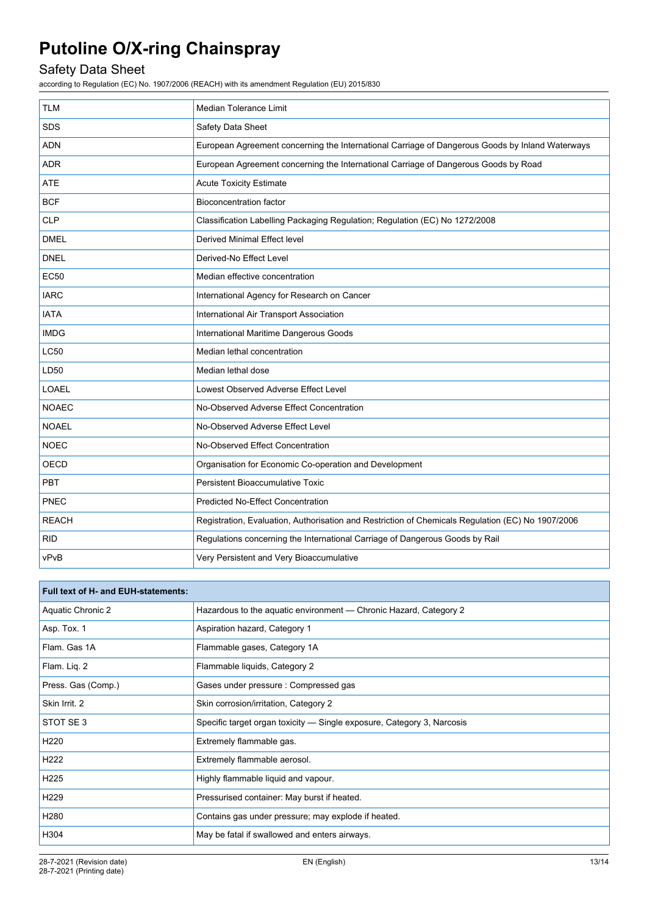| | |
|---|---|
| TLM | Median Tolerance Limit |
| SDS | Safety Data Sheet |
| ADN | European Agreement concerning the International Carriage of Dangerous Goods by Inland Waterways |
| ADR | European Agreement concerning the International Carriage of Dangerous Goods by Road |
| ATE | Acute Toxicity Estimate |
| BCF | Bioconcentration factor |
| CLP | Classification Labelling Packaging Regulation; Regulation (EC) No 1272/2008 |
| DMEL | Derived Minimal Effect level |
| DNEL | Derived-No Effect Level |
| EC50 | Median effective concentration |
| IARC | International Agency for Research on Cancer |
| IATA | International Air Transport Association |
| IMDG | International Maritime Dangerous Goods |
| LC50 | Median lethal concentration |
| LD50 | Median lethal dose |
| LOAEL | Lowest Observed Adverse Effect Level |
| NOAEC | No-Observed Adverse Effect Concentration |
| NOAEL | No-Observed Adverse Effect Level |
| NOEC | No-Observed Effect Concentration |
| OECD | Organisation for Economic Co-operation and Development |
| PBT | Persistent Bioaccumulative Toxic |
| PNEC | Predicted No-Effect Concentration |
| REACH | Registration, Evaluation, Authorisation and Restriction of Chemicals Regulation (EC) No 1907/2006 |
| RID | Regulations concerning the International Carriage of Dangerous Goods by Rail |
| vPvB | Very Persistent and Very Bioaccumulative |

| **Full text of H- and EUH-statements:** | |
|---|---|
| Aquatic Chronic 2 | Hazardous to the aquatic environment — Chronic Hazard, Category 2 |
| Asp. Tox. 1 | Aspiration hazard, Category 1 |
| Flam. Gas 1A | Flammable gases, Category 1A |
| Flam. Liq. 2 | Flammable liquids, Category 2 |
| Press. Gas (Comp.) | Gases under pressure : Compressed gas |
| Skin Irrit. 2 | Skin corrosion/irritation, Category 2 |
| STOT SE 3 | Specific target organ toxicity — Single exposure, Category 3, Narcosis |
| H220 | Extremely flammable gas. |
| H222 | Extremely flammable aerosol. |
| H225 | Highly flammable liquid and vapour. |
| H229 | Pressurised container: May burst if heated. |
| H280 | Contains gas under pressure; may explode if heated. |
| H304 | May be fatal if swallowed and enters airways. |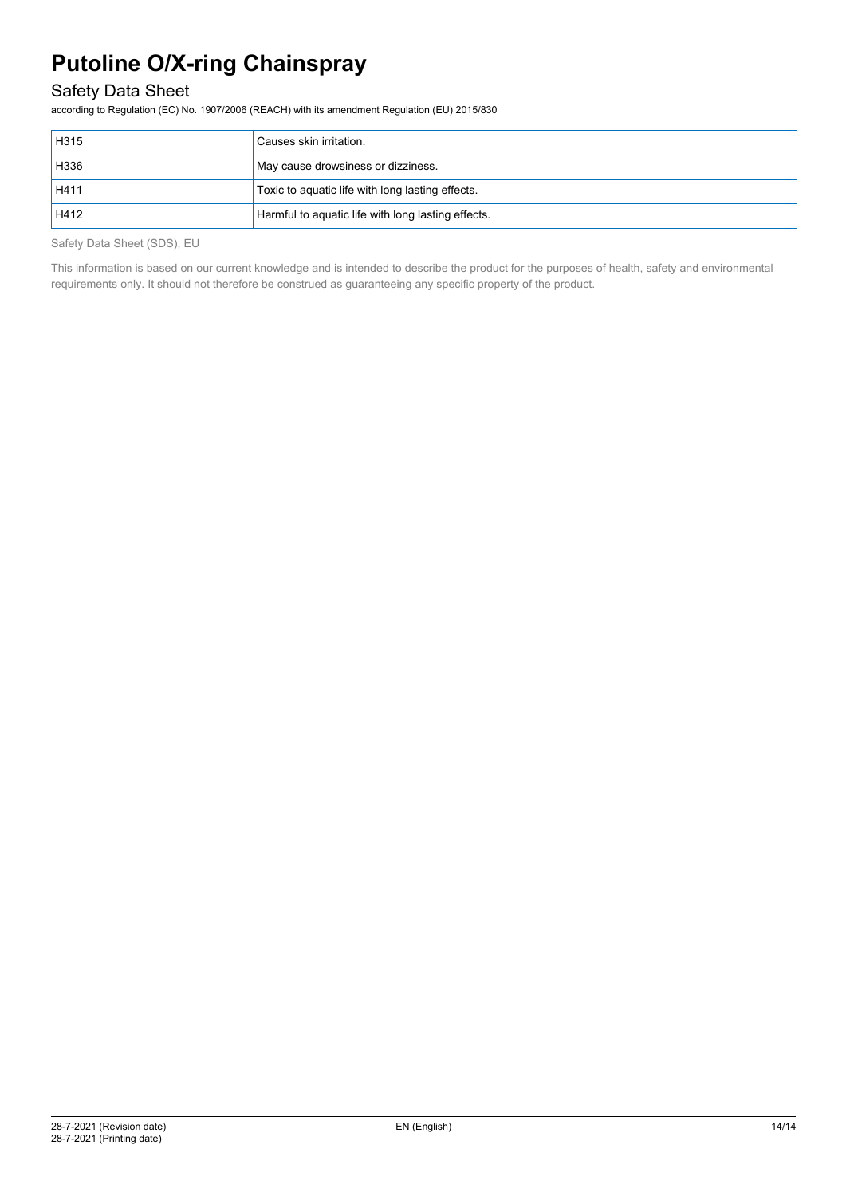| | |
|---|---|
| H315 | Causes skin irritation. |
| H336 | May cause drowsiness or dizziness. |
| H411 | Toxic to aquatic life with long lasting effects. |
| H412 | Harmful to aquatic life with long lasting effects. |

Safety Data Sheet (SDS), EU

This information is based on our current knowledge and is intended to describe the product for the purposes of health, safety and environmental requirements only. It should not therefore be construed as guaranteeing any specific property of the product.